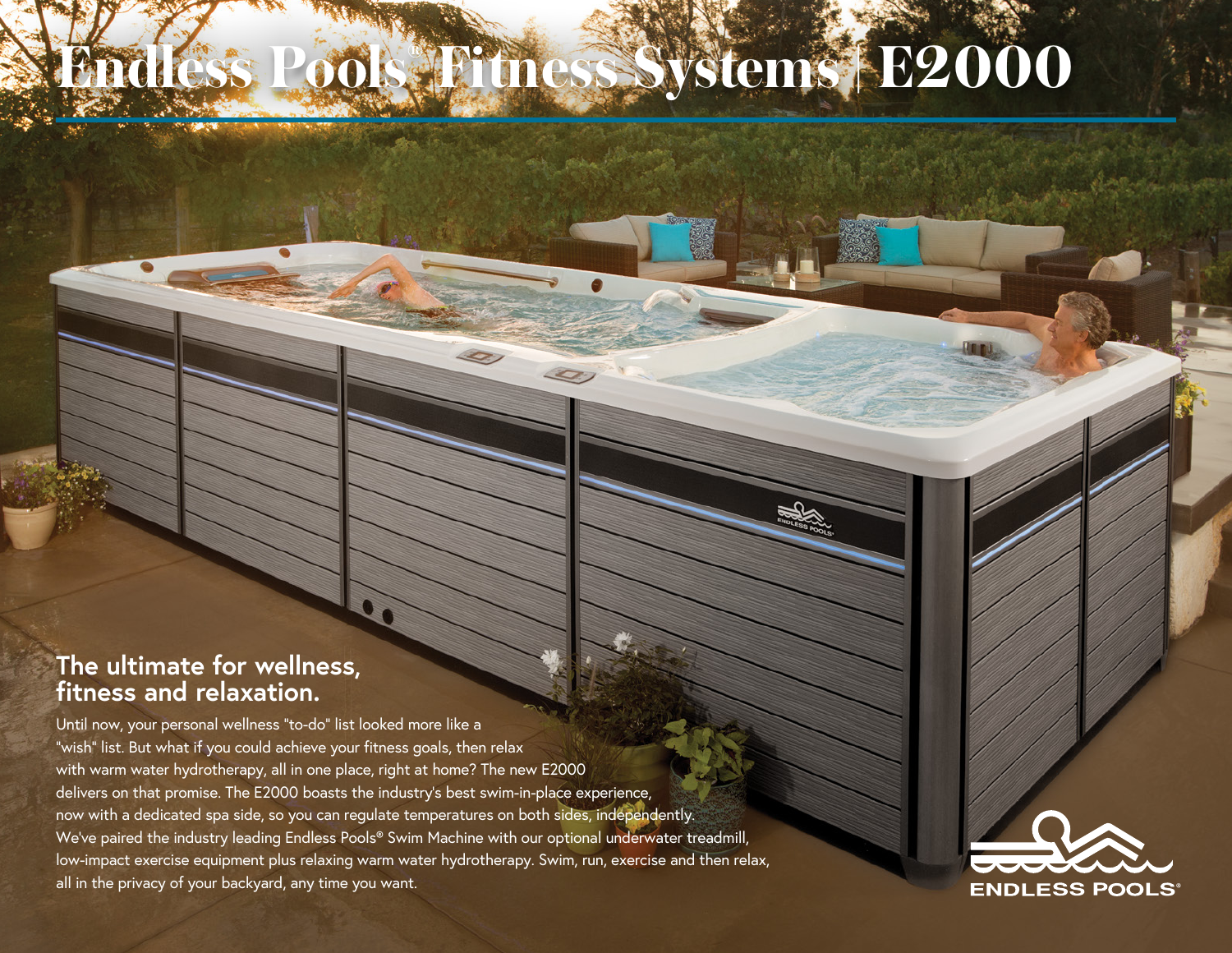# Endless Pools® Fitness Systems | E2000

## The ultimate for wellness, fitness and relaxation.

Until now, your personal wellness "to-do" list looked more like a "wish" list. But what if you could achieve your fitness goals, then relax with warm water hydrotherapy, all in one place, right at home? The new E2000 delivers on that promise. The E2000 boasts the industry's best swim-in-place experience, now with a dedicated spa side, so you can regulate temperatures on both sides, independently. We've paired the industry leading Endless Pools® Swim Machine with our optional underwater treadmill, low-impact exercise equipment plus relaxing warm water hydrotherapy. Swim, run, exercise and then relax, all in the privacy of your backyard, any time you want.

ENDLESS POOLS®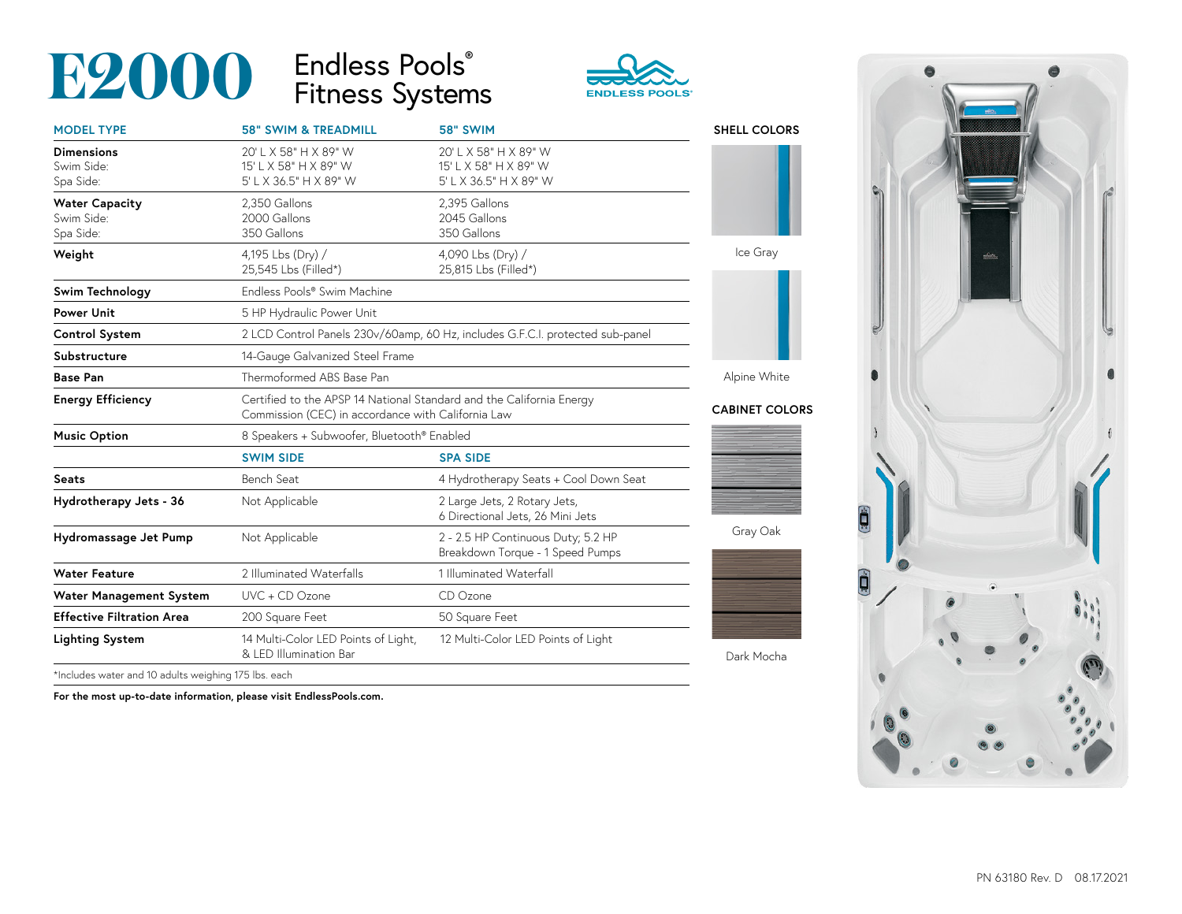# E2000

## Endless Pools® Fitness Systems

ENDLESS POOLS®

| MODEL TYPE | 58" SWIM & TREADMILL | 58" SWIM |
|---|---|---|
| **Dimensions**<br>Swim Side:<br>Spa Side: | 20' L X 58" H X 89" W<br>15' L X 58" H X 89" W<br>5' L X 36.5" H X 89" W | 20' L X 58" H X 89" W<br>15' L X 58" H X 89" W<br>5' L X 36.5" H X 89" W |
| **Water Capacity**<br>Swim Side:<br>Spa Side: | 2,350 Gallons<br>2000 Gallons<br>350 Gallons | 2,395 Gallons<br>2045 Gallons<br>350 Gallons |
| **Weight** | 4,195 Lbs (Dry) /<br>25,545 Lbs (Filled*) | 4,090 Lbs (Dry) /<br>25,815 Lbs (Filled*) |
| **Swim Technology** | Endless Pools® Swim Machine | |
| **Power Unit** | 5 HP Hydraulic Power Unit | |
| **Control System** | 2 LCD Control Panels 230v/60amp, 60 Hz, includes G.F.C.I. protected sub-panel | |
| **Substructure** | 14-Gauge Galvanized Steel Frame | |
| **Base Pan** | Thermoformed ABS Base Pan | |
| **Energy Efficiency** | Certified to the APSP 14 National Standard and the California Energy Commission (CEC) in accordance with California Law | |
| **Music Option** | 8 Speakers + Subwoofer, Bluetooth® Enabled | |
| | **SWIM SIDE** | **SPA SIDE** |
| **Seats** | Bench Seat | 4 Hydrotherapy Seats + Cool Down Seat |
| **Hydrotherapy Jets - 36** | Not Applicable | 2 Large Jets, 2 Rotary Jets,<br>6 Directional Jets, 26 Mini Jets |
| **Hydromassage Jet Pump** | Not Applicable | 2 - 2.5 HP Continuous Duty; 5.2 HP Breakdown Torque - 1 Speed Pumps |
| **Water Feature** | 2 Illuminated Waterfalls | 1 Illuminated Waterfall |
| **Water Management System** | UVC + CD Ozone | CD Ozone |
| **Effective Filtration Area** | 200 Square Feet | 50 Square Feet |
| **Lighting System** | 14 Multi-Color LED Points of Light, & LED Illumination Bar | 12 Multi-Color LED Points of Light |

*Includes water and 10 adults weighing 175 lbs. each

**For the most up-to-date information, please visit EndlessPools.com.**

### SHELL COLORS

Ice Gray

Alpine White

### CABINET COLORS

Gray Oak

Dark Mocha

PN 63180 Rev. D 08.17.2021